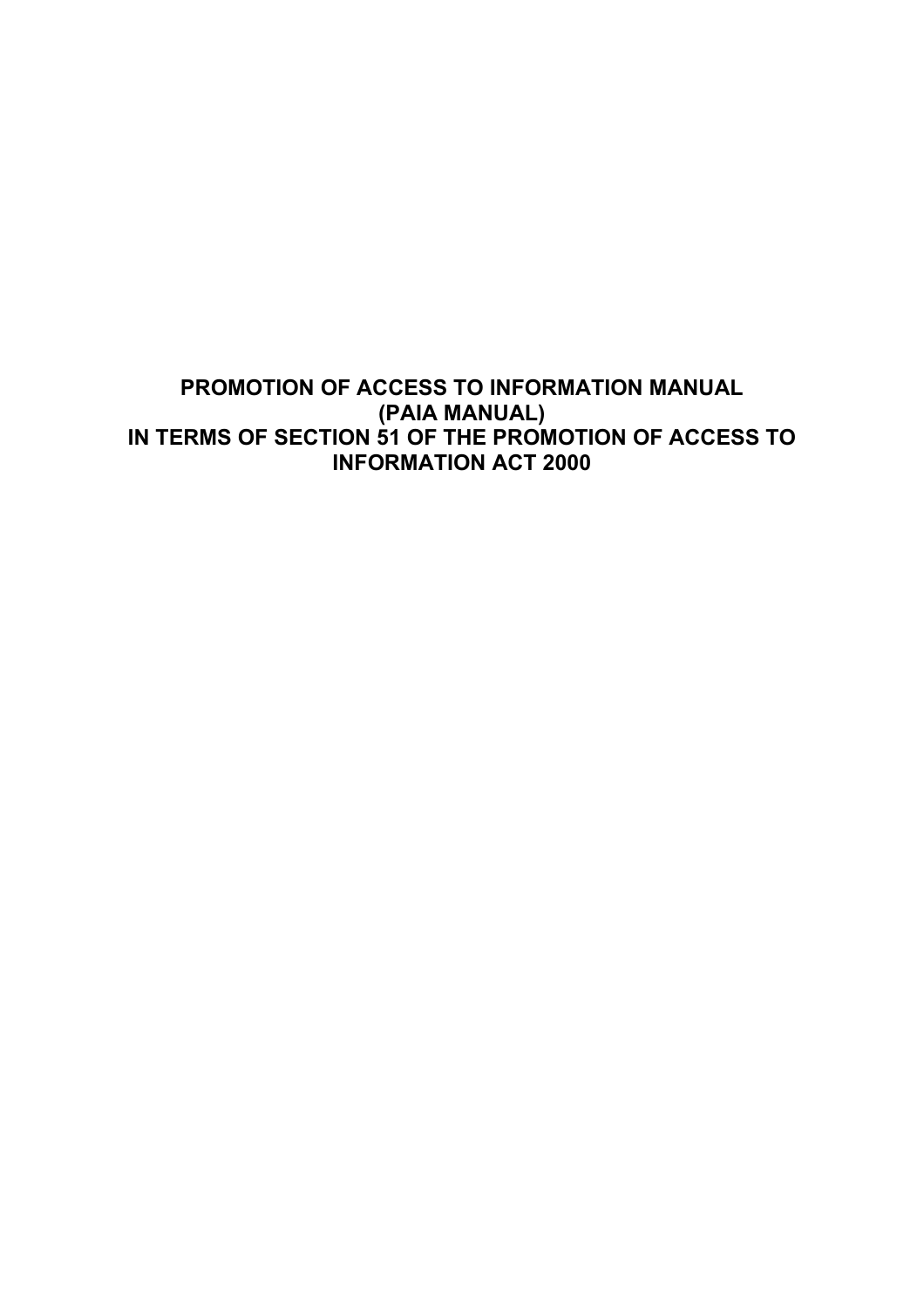# PROMOTION OF ACCESS TO INFORMATION MANUAL (PAIA MANUAL) IN TERMS OF SECTION 51 OF THE PROMOTION OF ACCESS TO INFORMATION ACT 2000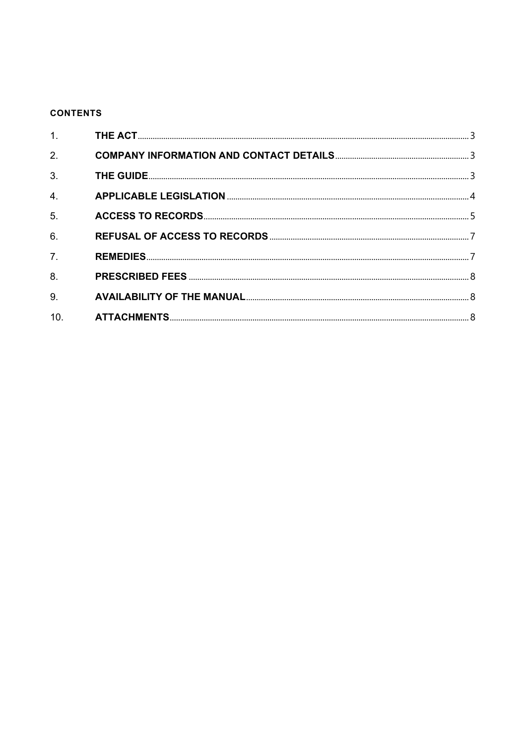**CONTENTS**

1. **THE ACT** .... 3
2. **COMPANY INFORMATION AND CONTACT DETAILS** .... 3
3. **THE GUIDE** .... 3
4. **APPLICABLE LEGISLATION** .... 4
5. **ACCESS TO RECORDS** .... 5
6. **REFUSAL OF ACCESS TO RECORDS** .... 7
7. **REMEDIES** .... 7
8. **PRESCRIBED FEES** .... 8
9. **AVAILABILITY OF THE MANUAL** .... 8
10. **ATTACHMENTS** .... 8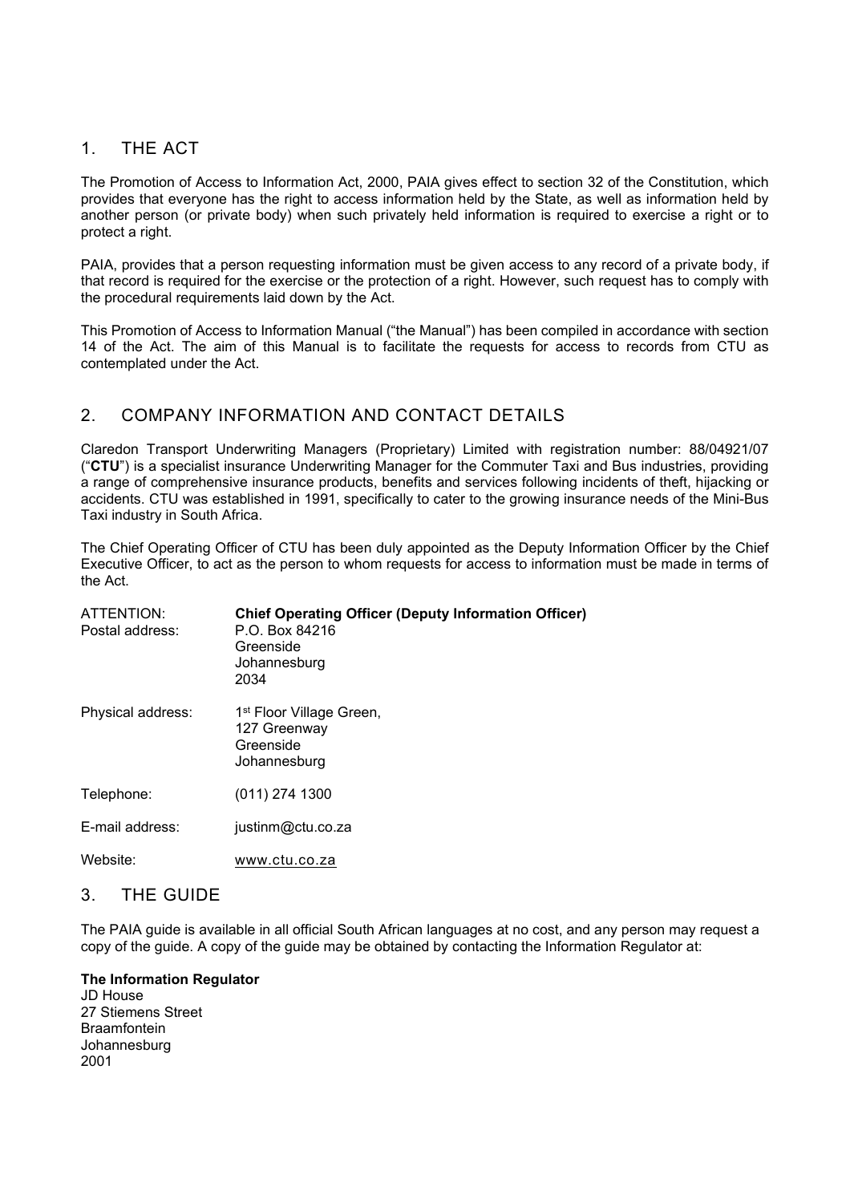## 1. THE ACT

The Promotion of Access to Information Act, 2000, PAIA gives effect to section 32 of the Constitution, which provides that everyone has the right to access information held by the State, as well as information held by another person (or private body) when such privately held information is required to exercise a right or to protect a right.

PAIA, provides that a person requesting information must be given access to any record of a private body, if that record is required for the exercise or the protection of a right. However, such request has to comply with the procedural requirements laid down by the Act.

This Promotion of Access to Information Manual ("the Manual") has been compiled in accordance with section 14 of the Act. The aim of this Manual is to facilitate the requests for access to records from CTU as contemplated under the Act.

## 2. COMPANY INFORMATION AND CONTACT DETAILS

Claredon Transport Underwriting Managers (Proprietary) Limited with registration number: 88/04921/07 ("**CTU**") is a specialist insurance Underwriting Manager for the Commuter Taxi and Bus industries, providing a range of comprehensive insurance products, benefits and services following incidents of theft, hijacking or accidents. CTU was established in 1991, specifically to cater to the growing insurance needs of the Mini-Bus Taxi industry in South Africa.

The Chief Operating Officer of CTU has been duly appointed as the Deputy Information Officer by the Chief Executive Officer, to act as the person to whom requests for access to information must be made in terms of the Act.

| | |
|---|---|
| ATTENTION: | **Chief Operating Officer (Deputy Information Officer)** |
| Postal address: | P.O. Box 84216<br>Greenside<br>Johannesburg<br>2034 |
| Physical address: | 1st Floor Village Green,<br>127 Greenway<br>Greenside<br>Johannesburg |
| Telephone: | (011) 274 1300 |
| E-mail address: | justinm@ctu.co.za |
| Website: | www.ctu.co.za |

## 3. THE GUIDE

The PAIA guide is available in all official South African languages at no cost, and any person may request a copy of the guide. A copy of the guide may be obtained by contacting the Information Regulator at:

**The Information Regulator**
JD House
27 Stiemens Street
Braamfontein
Johannesburg
2001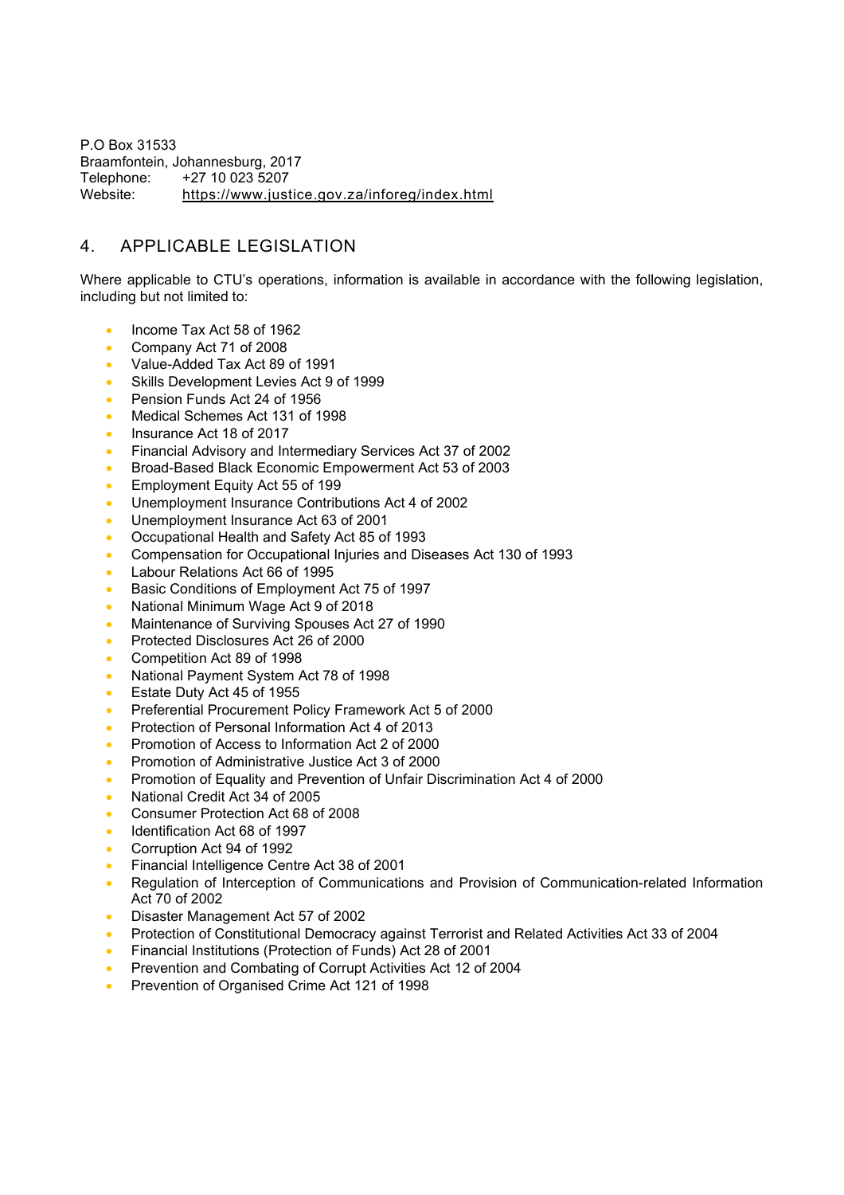P.O Box 31533
Braamfontein, Johannesburg, 2017
Telephone: +27 10 023 5207
Website: https://www.justice.gov.za/inforeg/index.html

## 4. APPLICABLE LEGISLATION

Where applicable to CTU's operations, information is available in accordance with the following legislation, including but not limited to:

- Income Tax Act 58 of 1962
- Company Act 71 of 2008
- Value-Added Tax Act 89 of 1991
- Skills Development Levies Act 9 of 1999
- Pension Funds Act 24 of 1956
- Medical Schemes Act 131 of 1998
- Insurance Act 18 of 2017
- Financial Advisory and Intermediary Services Act 37 of 2002
- Broad-Based Black Economic Empowerment Act 53 of 2003
- Employment Equity Act 55 of 199
- Unemployment Insurance Contributions Act 4 of 2002
- Unemployment Insurance Act 63 of 2001
- Occupational Health and Safety Act 85 of 1993
- Compensation for Occupational Injuries and Diseases Act 130 of 1993
- Labour Relations Act 66 of 1995
- Basic Conditions of Employment Act 75 of 1997
- National Minimum Wage Act 9 of 2018
- Maintenance of Surviving Spouses Act 27 of 1990
- Protected Disclosures Act 26 of 2000
- Competition Act 89 of 1998
- National Payment System Act 78 of 1998
- Estate Duty Act 45 of 1955
- Preferential Procurement Policy Framework Act 5 of 2000
- Protection of Personal Information Act 4 of 2013
- Promotion of Access to Information Act 2 of 2000
- Promotion of Administrative Justice Act 3 of 2000
- Promotion of Equality and Prevention of Unfair Discrimination Act 4 of 2000
- National Credit Act 34 of 2005
- Consumer Protection Act 68 of 2008
- Identification Act 68 of 1997
- Corruption Act 94 of 1992
- Financial Intelligence Centre Act 38 of 2001
- Regulation of Interception of Communications and Provision of Communication-related Information Act 70 of 2002
- Disaster Management Act 57 of 2002
- Protection of Constitutional Democracy against Terrorist and Related Activities Act 33 of 2004
- Financial Institutions (Protection of Funds) Act 28 of 2001
- Prevention and Combating of Corrupt Activities Act 12 of 2004
- Prevention of Organised Crime Act 121 of 1998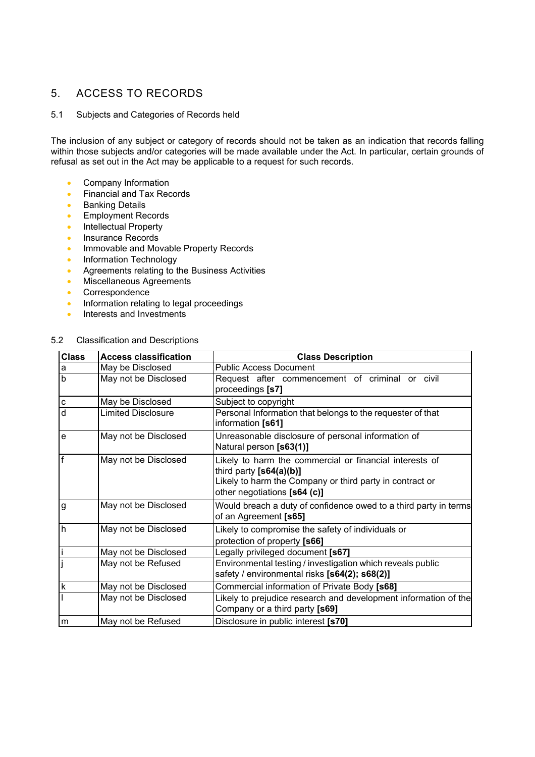## 5. ACCESS TO RECORDS

### 5.1 Subjects and Categories of Records held

The inclusion of any subject or category of records should not be taken as an indication that records falling within those subjects and/or categories will be made available under the Act. In particular, certain grounds of refusal as set out in the Act may be applicable to a request for such records.

- Company Information
- Financial and Tax Records
- Banking Details
- Employment Records
- Intellectual Property
- Insurance Records
- Immovable and Movable Property Records
- Information Technology
- Agreements relating to the Business Activities
- Miscellaneous Agreements
- Correspondence
- Information relating to legal proceedings
- Interests and Investments

### 5.2 Classification and Descriptions

| Class | Access classification | Class Description |
|---|---|---|
| a | May be Disclosed | Public Access Document |
| b | May not be Disclosed | Request after commencement of criminal or civil proceedings **[s7]** |
| c | May be Disclosed | Subject to copyright |
| d | Limited Disclosure | Personal Information that belongs to the requester of that information **[s61]** |
| e | May not be Disclosed | Unreasonable disclosure of personal information of Natural person **[s63(1)]** |
| f | May not be Disclosed | Likely to harm the commercial or financial interests of third party **[s64(a)(b)]**<br>Likely to harm the Company or third party in contract or other negotiations **[s64 (c)]** |
| g | May not be Disclosed | Would breach a duty of confidence owed to a third party in terms of an Agreement **[s65]** |
| h | May not be Disclosed | Likely to compromise the safety of individuals or protection of property **[s66]** |
| i | May not be Disclosed | Legally privileged document **[s67]** |
| j | May not be Refused | Environmental testing / investigation which reveals public safety / environmental risks **[s64(2); s68(2)]** |
| k | May not be Disclosed | Commercial information of Private Body **[s68]** |
| l | May not be Disclosed | Likely to prejudice research and development information of the Company or a third party **[s69]** |
| m | May not be Refused | Disclosure in public interest **[s70]** |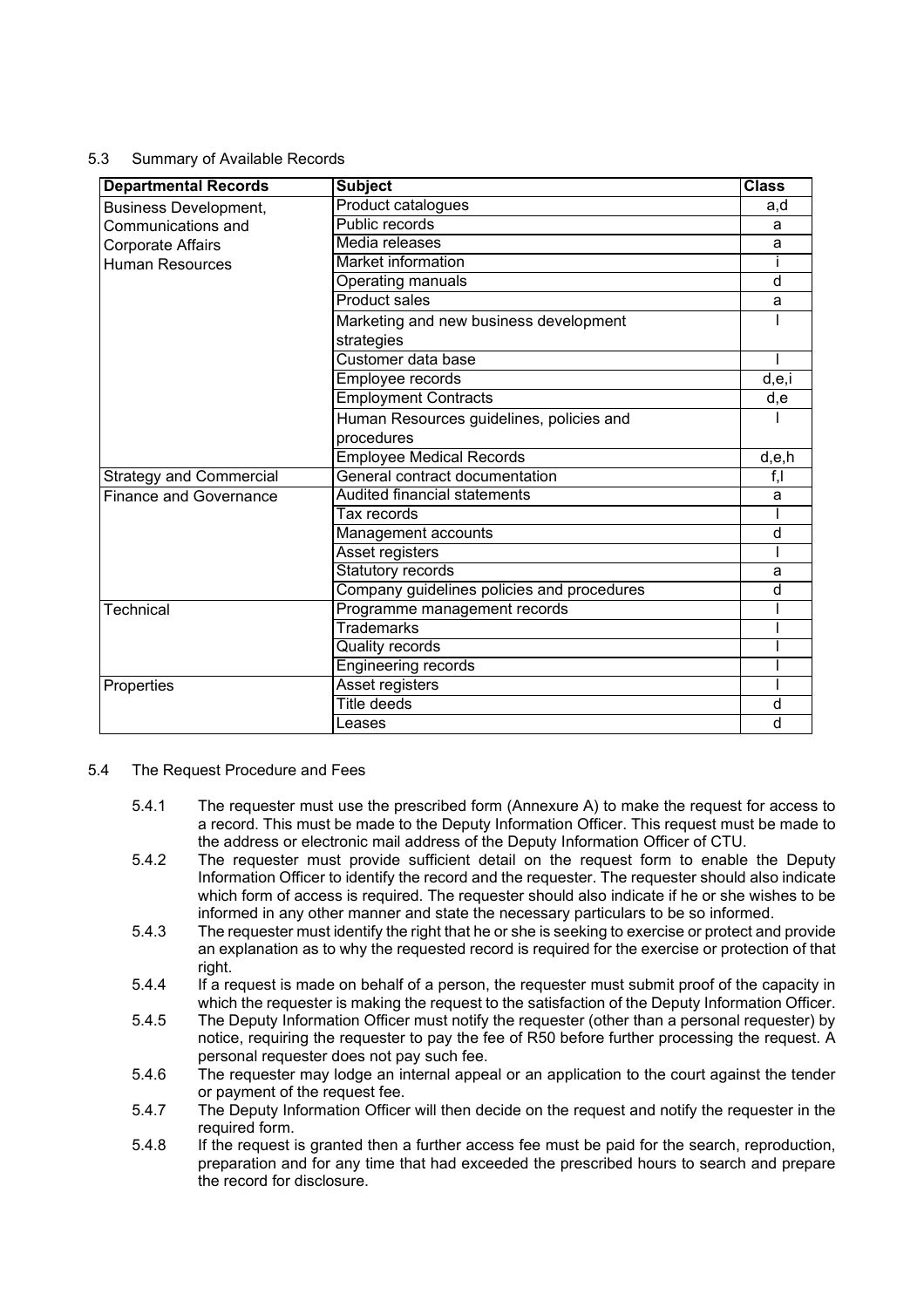5.3 Summary of Available Records

| Departmental Records | Subject | Class |
|---|---|---|
| Business Development, Communications and Corporate Affairs Human Resources | Product catalogues | a,d |
| | Public records | a |
| | Media releases | a |
| | Market information | i |
| | Operating manuals | d |
| | Product sales | a |
| | Marketing and new business development strategies | I |
| | Customer data base | I |
| | Employee records | d,e,i |
| | Employment Contracts | d,e |
| | Human Resources guidelines, policies and procedures | I |
| | Employee Medical Records | d,e,h |
| Strategy and Commercial | General contract documentation | f,I |
| Finance and Governance | Audited financial statements | a |
| | Tax records | I |
| | Management accounts | d |
| | Asset registers | I |
| | Statutory records | a |
| | Company guidelines policies and procedures | d |
| Technical | Programme management records | I |
| | Trademarks | I |
| | Quality records | I |
| | Engineering records | I |
| Properties | Asset registers | I |
| | Title deeds | d |
| | Leases | d |

5.4 The Request Procedure and Fees

5.4.1 The requester must use the prescribed form (Annexure A) to make the request for access to a record. This must be made to the Deputy Information Officer. This request must be made to the address or electronic mail address of the Deputy Information Officer of CTU.

5.4.2 The requester must provide sufficient detail on the request form to enable the Deputy Information Officer to identify the record and the requester. The requester should also indicate which form of access is required. The requester should also indicate if he or she wishes to be informed in any other manner and state the necessary particulars to be so informed.

5.4.3 The requester must identify the right that he or she is seeking to exercise or protect and provide an explanation as to why the requested record is required for the exercise or protection of that right.

5.4.4 If a request is made on behalf of a person, the requester must submit proof of the capacity in which the requester is making the request to the satisfaction of the Deputy Information Officer.

5.4.5 The Deputy Information Officer must notify the requester (other than a personal requester) by notice, requiring the requester to pay the fee of R50 before further processing the request. A personal requester does not pay such fee.

5.4.6 The requester may lodge an internal appeal or an application to the court against the tender or payment of the request fee.

5.4.7 The Deputy Information Officer will then decide on the request and notify the requester in the required form.

5.4.8 If the request is granted then a further access fee must be paid for the search, reproduction, preparation and for any time that had exceeded the prescribed hours to search and prepare the record for disclosure.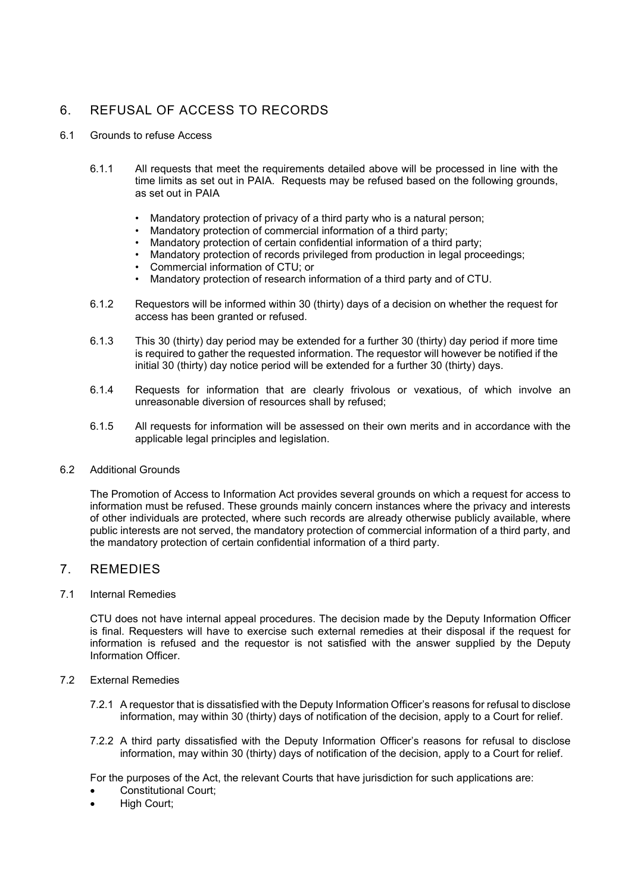## 6. REFUSAL OF ACCESS TO RECORDS

### 6.1 Grounds to refuse Access

6.1.1 All requests that meet the requirements detailed above will be processed in line with the time limits as set out in PAIA. Requests may be refused based on the following grounds, as set out in PAIA

- Mandatory protection of privacy of a third party who is a natural person;
- Mandatory protection of commercial information of a third party;
- Mandatory protection of certain confidential information of a third party;
- Mandatory protection of records privileged from production in legal proceedings;
- Commercial information of CTU; or
- Mandatory protection of research information of a third party and of CTU.

6.1.2 Requestors will be informed within 30 (thirty) days of a decision on whether the request for access has been granted or refused.

6.1.3 This 30 (thirty) day period may be extended for a further 30 (thirty) day period if more time is required to gather the requested information. The requestor will however be notified if the initial 30 (thirty) day notice period will be extended for a further 30 (thirty) days.

6.1.4 Requests for information that are clearly frivolous or vexatious, of which involve an unreasonable diversion of resources shall by refused;

6.1.5 All requests for information will be assessed on their own merits and in accordance with the applicable legal principles and legislation.

### 6.2 Additional Grounds

The Promotion of Access to Information Act provides several grounds on which a request for access to information must be refused. These grounds mainly concern instances where the privacy and interests of other individuals are protected, where such records are already otherwise publicly available, where public interests are not served, the mandatory protection of commercial information of a third party, and the mandatory protection of certain confidential information of a third party.

## 7. REMEDIES

### 7.1 Internal Remedies

CTU does not have internal appeal procedures. The decision made by the Deputy Information Officer is final. Requesters will have to exercise such external remedies at their disposal if the request for information is refused and the requestor is not satisfied with the answer supplied by the Deputy Information Officer.

### 7.2 External Remedies

7.2.1 A requestor that is dissatisfied with the Deputy Information Officer's reasons for refusal to disclose information, may within 30 (thirty) days of notification of the decision, apply to a Court for relief.

7.2.2 A third party dissatisfied with the Deputy Information Officer's reasons for refusal to disclose information, may within 30 (thirty) days of notification of the decision, apply to a Court for relief.

For the purposes of the Act, the relevant Courts that have jurisdiction for such applications are:

- Constitutional Court;
- High Court;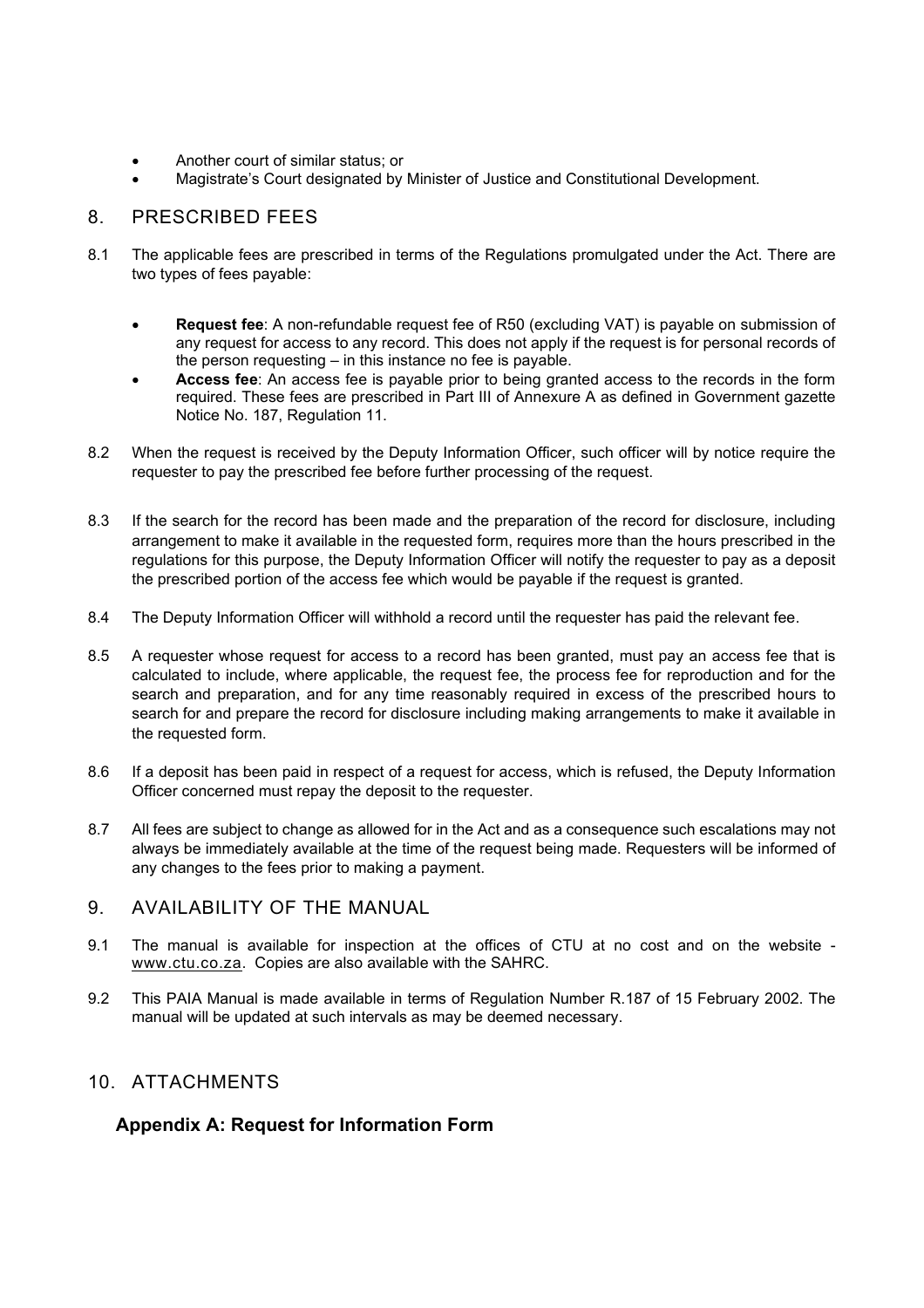- Another court of similar status; or
- Magistrate's Court designated by Minister of Justice and Constitutional Development.

## 8. PRESCRIBED FEES

8.1 The applicable fees are prescribed in terms of the Regulations promulgated under the Act. There are two types of fees payable:

- **Request fee**: A non-refundable request fee of R50 (excluding VAT) is payable on submission of any request for access to any record. This does not apply if the request is for personal records of the person requesting – in this instance no fee is payable.
- **Access fee**: An access fee is payable prior to being granted access to the records in the form required. These fees are prescribed in Part III of Annexure A as defined in Government gazette Notice No. 187, Regulation 11.

8.2 When the request is received by the Deputy Information Officer, such officer will by notice require the requester to pay the prescribed fee before further processing of the request.

8.3 If the search for the record has been made and the preparation of the record for disclosure, including arrangement to make it available in the requested form, requires more than the hours prescribed in the regulations for this purpose, the Deputy Information Officer will notify the requester to pay as a deposit the prescribed portion of the access fee which would be payable if the request is granted.

8.4 The Deputy Information Officer will withhold a record until the requester has paid the relevant fee.

8.5 A requester whose request for access to a record has been granted, must pay an access fee that is calculated to include, where applicable, the request fee, the process fee for reproduction and for the search and preparation, and for any time reasonably required in excess of the prescribed hours to search for and prepare the record for disclosure including making arrangements to make it available in the requested form.

8.6 If a deposit has been paid in respect of a request for access, which is refused, the Deputy Information Officer concerned must repay the deposit to the requester.

8.7 All fees are subject to change as allowed for in the Act and as a consequence such escalations may not always be immediately available at the time of the request being made. Requesters will be informed of any changes to the fees prior to making a payment.

## 9. AVAILABILITY OF THE MANUAL

9.1 The manual is available for inspection at the offices of CTU at no cost and on the website - www.ctu.co.za. Copies are also available with the SAHRC.

9.2 This PAIA Manual is made available in terms of Regulation Number R.187 of 15 February 2002. The manual will be updated at such intervals as may be deemed necessary.

## 10. ATTACHMENTS

### Appendix A: Request for Information Form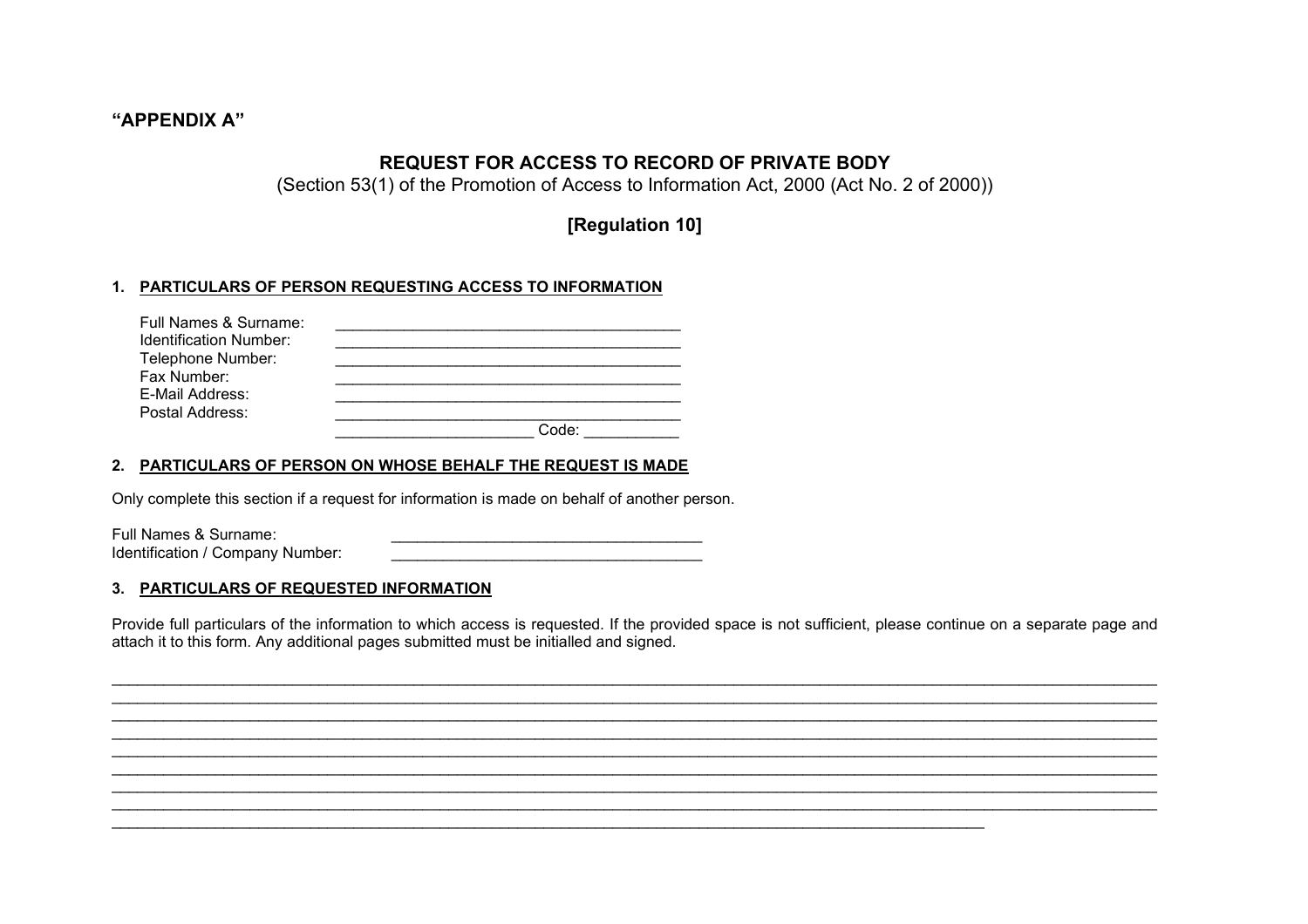**"APPENDIX A"**

## REQUEST FOR ACCESS TO RECORD OF PRIVATE BODY

(Section 53(1) of the Promotion of Access to Information Act, 2000 (Act No. 2 of 2000))

**[Regulation 10]**

### 1. PARTICULARS OF PERSON REQUESTING ACCESS TO INFORMATION

Full Names & Surname: ________________________________________
Identification Number: ________________________________________
Telephone Number: ________________________________________
Fax Number: ________________________________________
E-Mail Address: ________________________________________
Postal Address: ________________________________________
______________________ Code: ___________

### 2. PARTICULARS OF PERSON ON WHOSE BEHALF THE REQUEST IS MADE

Only complete this section if a request for information is made on behalf of another person.

Full Names & Surname: ____________________________________
Identification / Company Number: ____________________________________

### 3. PARTICULARS OF REQUESTED INFORMATION

Provide full particulars of the information to which access is requested. If the provided space is not sufficient, please continue on a separate page and attach it to this form. Any additional pages submitted must be initialled and signed.

____________________________________________________________________________________________________
____________________________________________________________________________________________________
____________________________________________________________________________________________________
____________________________________________________________________________________________________
____________________________________________________________________________________________________
____________________________________________________________________________________________________
____________________________________________________________________________________________________
____________________________________________________________________________________________________
____________________________________________________________________________________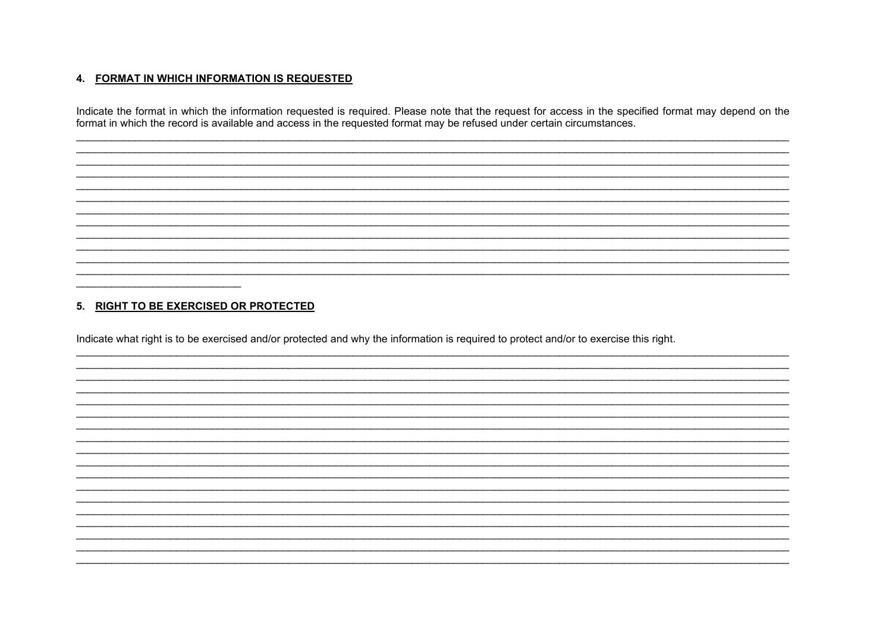## 4. FORMAT IN WHICH INFORMATION IS REQUESTED

Indicate the format in which the information requested is required. Please note that the request for access in the specified format may depend on the format in which the record is available and access in the requested format may be refused under certain circumstances.

_______________________________________________________________________________________________________________________
_______________________________________________________________________________________________________________________
_______________________________________________________________________________________________________________________
_______________________________________________________________________________________________________________________
_______________________________________________________________________________________________________________________
_______________________________________________________________________________________________________________________
_______________________________________________________________________________________________________________________
_______________________________________________________________________________________________________________________
_______________________________________________________________________________________________________________________
_______________________________________________________________________________________________________________________
_______________________________________________________________________________________________________________________
_______________________________________________________________________________________________________________________
___________________________

## 5. RIGHT TO BE EXERCISED OR PROTECTED

Indicate what right is to be exercised and/or protected and why the information is required to protect and/or to exercise this right.

_______________________________________________________________________________________________________________________
_______________________________________________________________________________________________________________________
_______________________________________________________________________________________________________________________
_______________________________________________________________________________________________________________________
_______________________________________________________________________________________________________________________
_______________________________________________________________________________________________________________________
_______________________________________________________________________________________________________________________
_______________________________________________________________________________________________________________________
_______________________________________________________________________________________________________________________
_______________________________________________________________________________________________________________________
_______________________________________________________________________________________________________________________
_______________________________________________________________________________________________________________________
_______________________________________________________________________________________________________________________
_______________________________________________________________________________________________________________________
_______________________________________________________________________________________________________________________
_______________________________________________________________________________________________________________________
_______________________________________________________________________________________________________________________
_______________________________________________________________________________________________________________________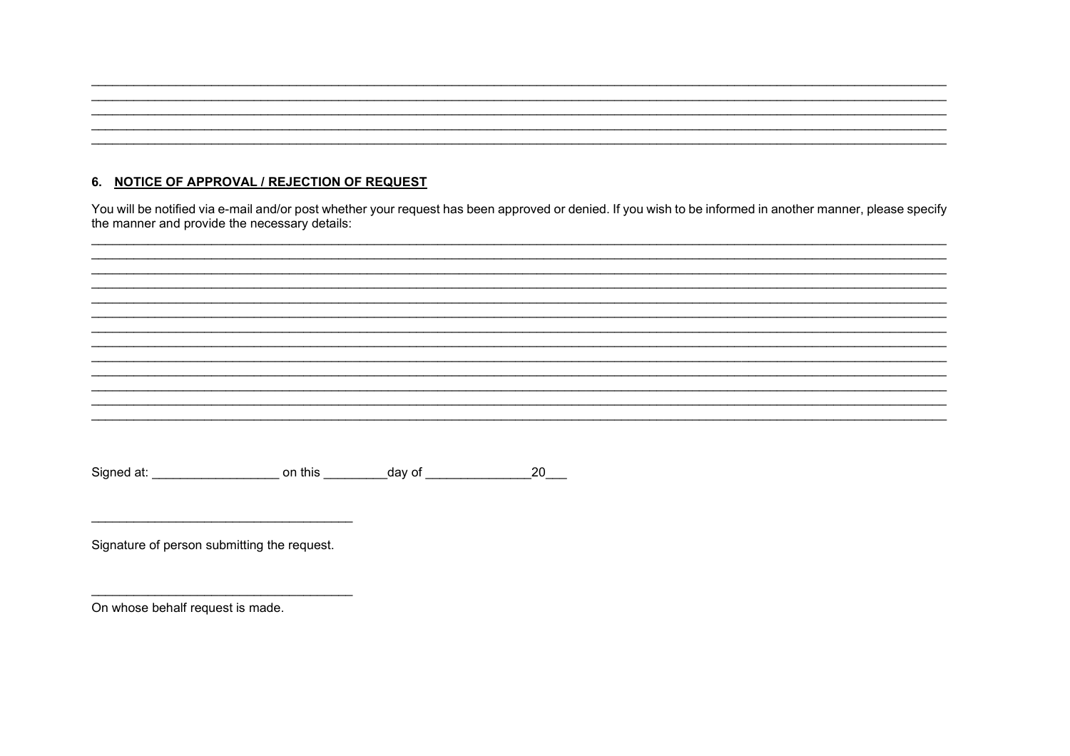______________________________________________________________________________________________________
______________________________________________________________________________________________________
______________________________________________________________________________________________________
______________________________________________________________________________________________________
______________________________________________________________________________________________________

## 6. NOTICE OF APPROVAL / REJECTION OF REQUEST

You will be notified via e-mail and/or post whether your request has been approved or denied. If you wish to be informed in another manner, please specify the manner and provide the necessary details:

______________________________________________________________________________________________________
______________________________________________________________________________________________________
______________________________________________________________________________________________________
______________________________________________________________________________________________________
______________________________________________________________________________________________________
______________________________________________________________________________________________________
______________________________________________________________________________________________________
______________________________________________________________________________________________________
______________________________________________________________________________________________________
______________________________________________________________________________________________________
______________________________________________________________________________________________________
______________________________________________________________________________________________________
______________________________________________________________________________________________________

Signed at: __________________ on this _________day of _______________20___

____________________________________

Signature of person submitting the request.

____________________________________

On whose behalf request is made.